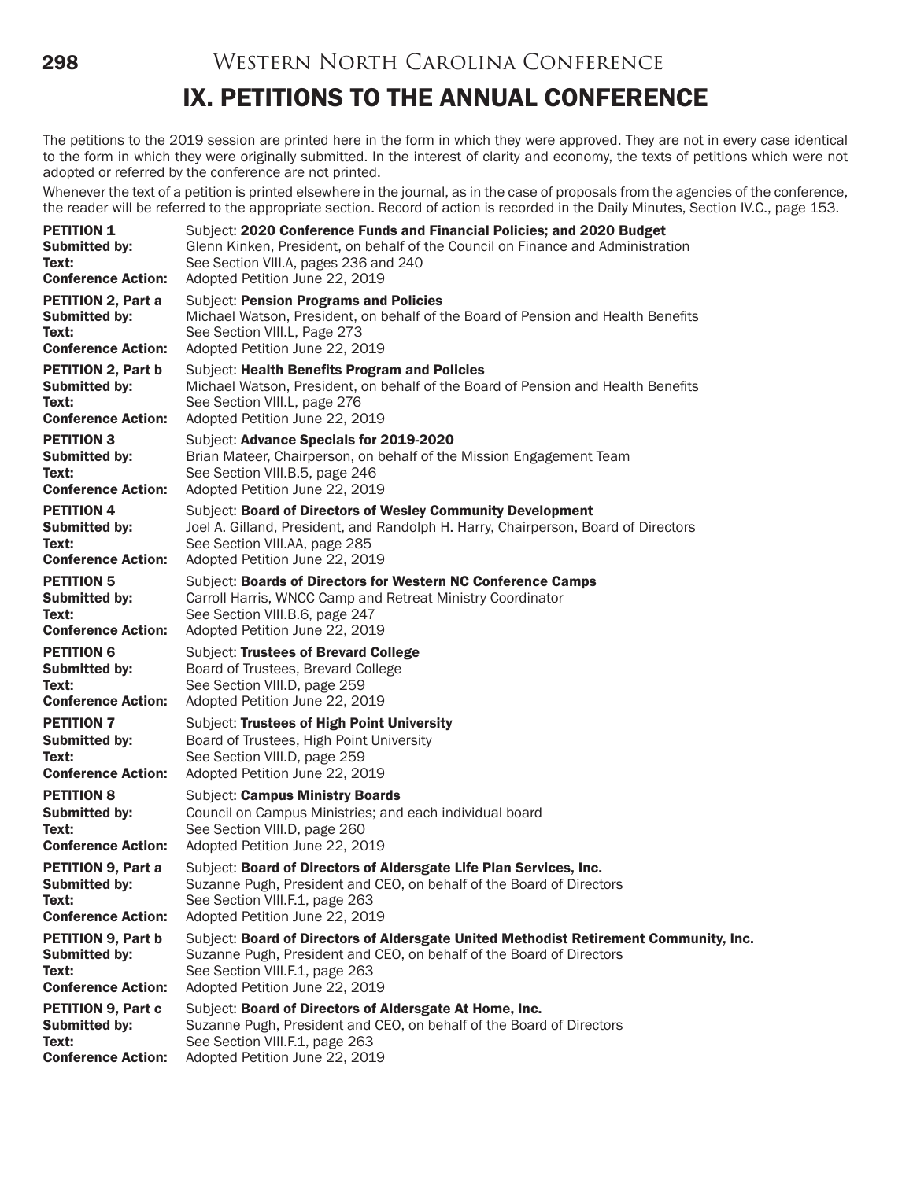# IX. PETITIONS TO THE ANNUAL CONFERENCE

The petitions to the 2019 session are printed here in the form in which they were approved. They are not in every case identical to the form in which they were originally submitted. In the interest of clarity and economy, the texts of petitions which were not adopted or referred by the conference are not printed.

Whenever the text of a petition is printed elsewhere in the journal, as in the case of proposals from the agencies of the conference, the reader will be referred to the appropriate section. Record of action is recorded in the Daily Minutes, Section IV.C., page 153.

**PETITION 1** Subject: **2020 Conference Funds and Financial Policies; and 2020 Budget**
**Submitted by:** Glenn Kinken, President, on behalf of the Council on Finance and Administration
**Text:** See Section VIII.A, pages 236 and 240
**Conference Action:** Adopted Petition June 22, 2019

**PETITION 2, Part a** Subject: **Pension Programs and Policies**
**Submitted by:** Michael Watson, President, on behalf of the Board of Pension and Health Benefits
**Text:** See Section VIII.L, Page 273
**Conference Action:** Adopted Petition June 22, 2019

**PETITION 2, Part b** Subject: **Health Benefits Program and Policies**
**Submitted by:** Michael Watson, President, on behalf of the Board of Pension and Health Benefits
**Text:** See Section VIII.L, page 276
**Conference Action:** Adopted Petition June 22, 2019

**PETITION 3** Subject: **Advance Specials for 2019-2020**
**Submitted by:** Brian Mateer, Chairperson, on behalf of the Mission Engagement Team
**Text:** See Section VIII.B.5, page 246
**Conference Action:** Adopted Petition June 22, 2019

**PETITION 4** Subject: **Board of Directors of Wesley Community Development**
**Submitted by:** Joel A. Gilland, President, and Randolph H. Harry, Chairperson, Board of Directors
**Text:** See Section VIII.AA, page 285
**Conference Action:** Adopted Petition June 22, 2019

**PETITION 5** Subject: **Boards of Directors for Western NC Conference Camps**
**Submitted by:** Carroll Harris, WNCC Camp and Retreat Ministry Coordinator
**Text:** See Section VIII.B.6, page 247
**Conference Action:** Adopted Petition June 22, 2019

**PETITION 6** Subject: **Trustees of Brevard College**
**Submitted by:** Board of Trustees, Brevard College
**Text:** See Section VIII.D, page 259
**Conference Action:** Adopted Petition June 22, 2019

**PETITION 7** Subject: **Trustees of High Point University**
**Submitted by:** Board of Trustees, High Point University
**Text:** See Section VIII.D, page 259
**Conference Action:** Adopted Petition June 22, 2019

**PETITION 8** Subject: **Campus Ministry Boards**
**Submitted by:** Council on Campus Ministries; and each individual board
**Text:** See Section VIII.D, page 260
**Conference Action:** Adopted Petition June 22, 2019

**PETITION 9, Part a** Subject: **Board of Directors of Aldersgate Life Plan Services, Inc.**
**Submitted by:** Suzanne Pugh, President and CEO, on behalf of the Board of Directors
**Text:** See Section VIII.F.1, page 263
**Conference Action:** Adopted Petition June 22, 2019

**PETITION 9, Part b** Subject: **Board of Directors of Aldersgate United Methodist Retirement Community, Inc.**
**Submitted by:** Suzanne Pugh, President and CEO, on behalf of the Board of Directors
**Text:** See Section VIII.F.1, page 263
**Conference Action:** Adopted Petition June 22, 2019

**PETITION 9, Part c** Subject: **Board of Directors of Aldersgate At Home, Inc.**
**Submitted by:** Suzanne Pugh, President and CEO, on behalf of the Board of Directors
**Text:** See Section VIII.F.1, page 263
**Conference Action:** Adopted Petition June 22, 2019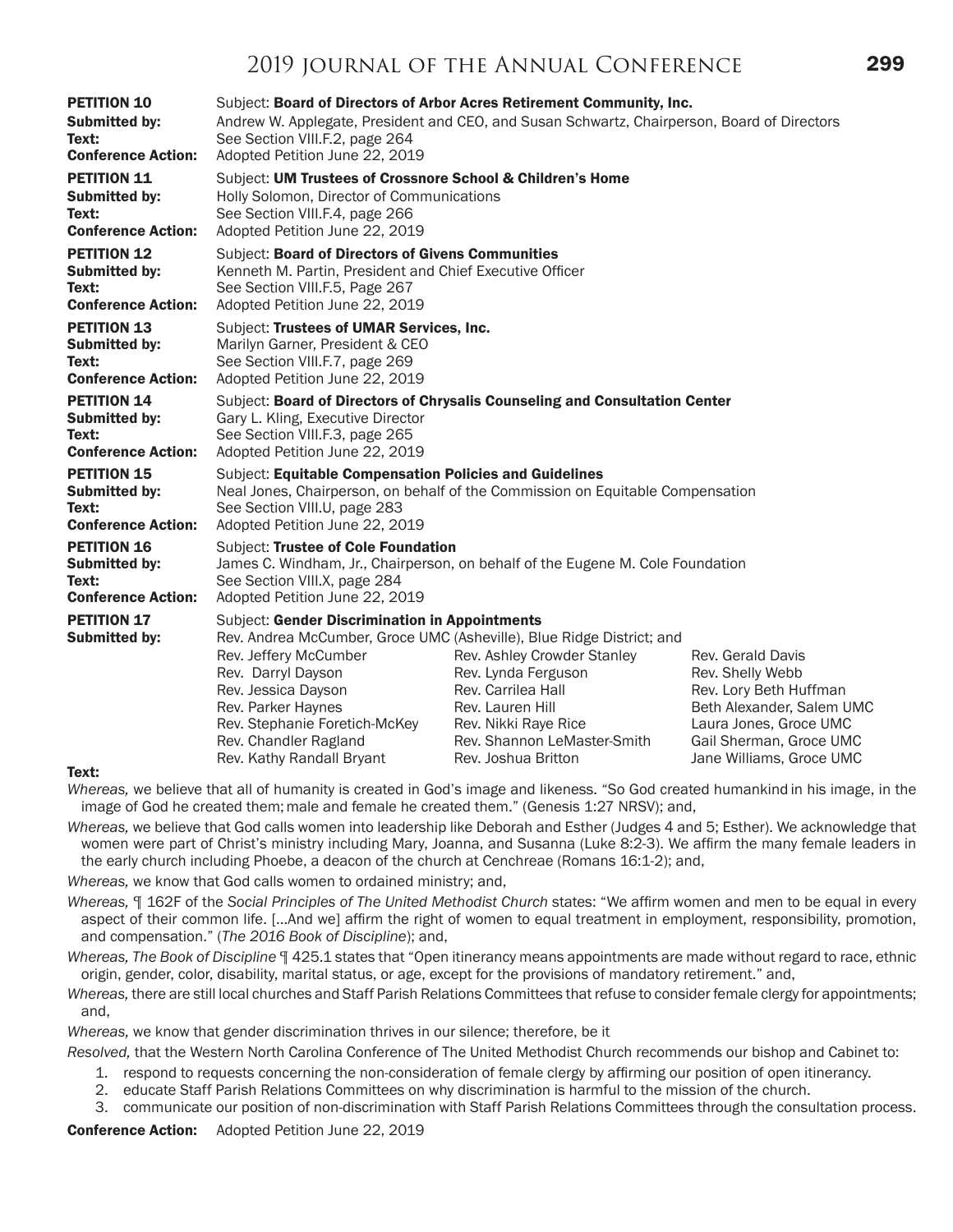**PETION 10**

**PETITION 10** Subject: **Board of Directors of Arbor Acres Retirement Community, Inc.**
**Submitted by:** Andrew W. Applegate, President and CEO, and Susan Schwartz, Chairperson, Board of Directors
**Text:** See Section VIII.F.2, page 264
**Conference Action:** Adopted Petition June 22, 2019

**PETITION 11** Subject: **UM Trustees of Crossnore School & Children's Home**
**Submitted by:** Holly Solomon, Director of Communications
**Text:** See Section VIII.F.4, page 266
**Conference Action:** Adopted Petition June 22, 2019

**PETITION 12** Subject: **Board of Directors of Givens Communities**
**Submitted by:** Kenneth M. Partin, President and Chief Executive Officer
**Text:** See Section VIII.F.5, Page 267
**Conference Action:** Adopted Petition June 22, 2019

**PETITION 13** Subject: **Trustees of UMAR Services, Inc.**
**Submitted by:** Marilyn Garner, President & CEO
**Text:** See Section VIII.F.7, page 269
**Conference Action:** Adopted Petition June 22, 2019

**PETITION 14** Subject: **Board of Directors of Chrysalis Counseling and Consultation Center**
**Submitted by:** Gary L. Kling, Executive Director
**Text:** See Section VIII.F.3, page 265
**Conference Action:** Adopted Petition June 22, 2019

**PETITION 15** Subject: **Equitable Compensation Policies and Guidelines**
**Submitted by:** Neal Jones, Chairperson, on behalf of the Commission on Equitable Compensation
**Text:** See Section VIII.U, page 283
**Conference Action:** Adopted Petition June 22, 2019

**PETITION 16** Subject: **Trustee of Cole Foundation**
**Submitted by:** James C. Windham, Jr., Chairperson, on behalf of the Eugene M. Cole Foundation
**Text:** See Section VIII.X, page 284
**Conference Action:** Adopted Petition June 22, 2019

**PETITION 17** Subject: **Gender Discrimination in Appointments**
**Submitted by:** Rev. Andrea McCumber, Groce UMC (Asheville), Blue Ridge District; and

| | | |
|---|---|---|
| Rev. Jeffery McCumber | Rev. Ashley Crowder Stanley | Rev. Gerald Davis |
| Rev. Darryl Dayson | Rev. Lynda Ferguson | Rev. Shelly Webb |
| Rev. Jessica Dayson | Rev. Carrilea Hall | Rev. Lory Beth Huffman |
| Rev. Parker Haynes | Rev. Lauren Hill | Beth Alexander, Salem UMC |
| Rev. Stephanie Foretich-McKey | Rev. Nikki Raye Rice | Laura Jones, Groce UMC |
| Rev. Chandler Ragland | Rev. Shannon LeMaster-Smith | Gail Sherman, Groce UMC |
| Rev. Kathy Randall Bryant | Rev. Joshua Britton | Jane Williams, Groce UMC |

**Text:**

*Whereas,* we believe that all of humanity is created in God's image and likeness. "So God created humankind in his image, in the image of God he created them; male and female he created them." (Genesis 1:27 NRSV); and,

*Whereas,* we believe that God calls women into leadership like Deborah and Esther (Judges 4 and 5; Esther). We acknowledge that women were part of Christ's ministry including Mary, Joanna, and Susanna (Luke 8:2-3). We affirm the many female leaders in the early church including Phoebe, a deacon of the church at Cenchreae (Romans 16:1-2); and,

*Whereas,* we know that God calls women to ordained ministry; and,

*Whereas,* ¶ 162F of the *Social Principles of The United Methodist Church* states: "We affirm women and men to be equal in every aspect of their common life. [...And we] affirm the right of women to equal treatment in employment, responsibility, promotion, and compensation." (*The 2016 Book of Discipline*); and,

*Whereas, The Book of Discipline* ¶ 425.1 states that "Open itinerancy means appointments are made without regard to race, ethnic origin, gender, color, disability, marital status, or age, except for the provisions of mandatory retirement." and,

*Whereas,* there are still local churches and Staff Parish Relations Committees that refuse to consider female clergy for appointments; and,

*Whereas,* we know that gender discrimination thrives in our silence; therefore, be it

*Resolved,* that the Western North Carolina Conference of The United Methodist Church recommends our bishop and Cabinet to:

1. respond to requests concerning the non-consideration of female clergy by affirming our position of open itinerancy.
2. educate Staff Parish Relations Committees on why discrimination is harmful to the mission of the church.
3. communicate our position of non-discrimination with Staff Parish Relations Committees through the consultation process.

**Conference Action:** Adopted Petition June 22, 2019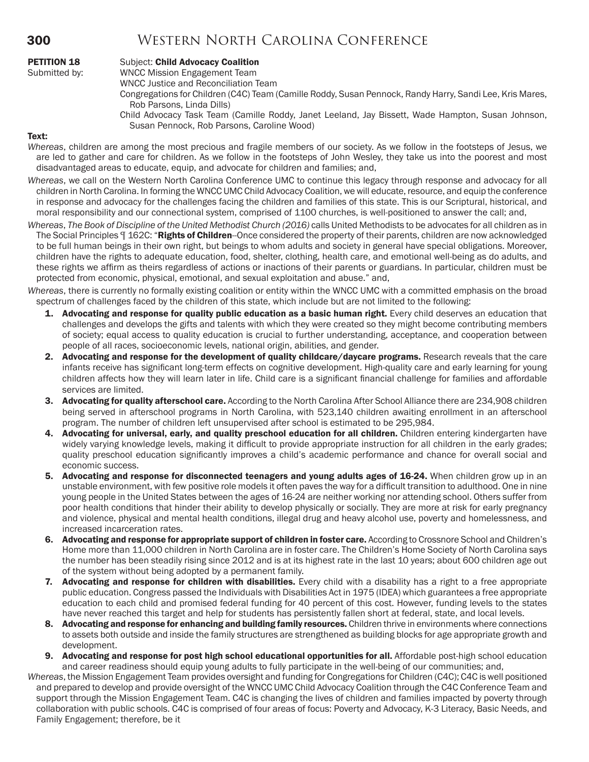**PETITION 18** Subject: **Child Advocacy Coalition**

Submitted by:
WNCC Mission Engagement Team
WNCC Justice and Reconciliation Team
Congregations for Children (C4C) Team (Camille Roddy, Susan Pennock, Randy Harry, Sandi Lee, Kris Mares, Rob Parsons, Linda Dills)
Child Advocacy Task Team (Camille Roddy, Janet Leeland, Jay Bissett, Wade Hampton, Susan Johnson, Susan Pennock, Rob Parsons, Caroline Wood)

**Text:**

*Whereas*, children are among the most precious and fragile members of our society. As we follow in the footsteps of Jesus, we are led to gather and care for children. As we follow in the footsteps of John Wesley, they take us into the poorest and most disadvantaged areas to educate, equip, and advocate for children and families; and,

*Whereas*, we call on the Western North Carolina Conference UMC to continue this legacy through response and advocacy for all children in North Carolina. In forming the WNCC UMC Child Advocacy Coalition, we will educate, resource, and equip the conference in response and advocacy for the challenges facing the children and families of this state. This is our Scriptural, historical, and moral responsibility and our connectional system, comprised of 1100 churches, is well-positioned to answer the call; and,

*Whereas*, *The Book of Discipline of the United Methodist Church (2016)* calls United Methodists to be advocates for all children as in The Social Principles ¶ 162C: "**Rights of Children**–Once considered the property of their parents, children are now acknowledged to be full human beings in their own right, but beings to whom adults and society in general have special obligations. Moreover, children have the rights to adequate education, food, shelter, clothing, health care, and emotional well-being as do adults, and these rights we affirm as theirs regardless of actions or inactions of their parents or guardians. In particular, children must be protected from economic, physical, emotional, and sexual exploitation and abuse." and,

*Whereas*, there is currently no formally existing coalition or entity within the WNCC UMC with a committed emphasis on the broad spectrum of challenges faced by the children of this state, which include but are not limited to the following:

1. **Advocating and response for quality public education as a basic human right.** Every child deserves an education that challenges and develops the gifts and talents with which they were created so they might become contributing members of society; equal access to quality education is crucial to further understanding, acceptance, and cooperation between people of all races, socioeconomic levels, national origin, abilities, and gender.
2. **Advocating and response for the development of quality childcare/daycare programs.** Research reveals that the care infants receive has significant long-term effects on cognitive development. High-quality care and early learning for young children affects how they will learn later in life. Child care is a significant financial challenge for families and affordable services are limited.
3. **Advocating for quality afterschool care.** According to the North Carolina After School Alliance there are 234,908 children being served in afterschool programs in North Carolina, with 523,140 children awaiting enrollment in an afterschool program. The number of children left unsupervised after school is estimated to be 295,984.
4. **Advocating for universal, early, and quality preschool education for all children.** Children entering kindergarten have widely varying knowledge levels, making it difficult to provide appropriate instruction for all children in the early grades; quality preschool education significantly improves a child's academic performance and chance for overall social and economic success.
5. **Advocating and response for disconnected teenagers and young adults ages of 16-24.** When children grow up in an unstable environment, with few positive role models it often paves the way for a difficult transition to adulthood. One in nine young people in the United States between the ages of 16-24 are neither working nor attending school. Others suffer from poor health conditions that hinder their ability to develop physically or socially. They are more at risk for early pregnancy and violence, physical and mental health conditions, illegal drug and heavy alcohol use, poverty and homelessness, and increased incarceration rates.
6. **Advocating and response for appropriate support of children in foster care.** According to Crossnore School and Children's Home more than 11,000 children in North Carolina are in foster care. The Children's Home Society of North Carolina says the number has been steadily rising since 2012 and is at its highest rate in the last 10 years; about 600 children age out of the system without being adopted by a permanent family.
7. **Advocating and response for children with disabilities.** Every child with a disability has a right to a free appropriate public education. Congress passed the Individuals with Disabilities Act in 1975 (IDEA) which guarantees a free appropriate education to each child and promised federal funding for 40 percent of this cost. However, funding levels to the states have never reached this target and help for students has persistently fallen short at federal, state, and local levels.
8. **Advocating and response for enhancing and building family resources.** Children thrive in environments where connections to assets both outside and inside the family structures are strengthened as building blocks for age appropriate growth and development.
9. **Advocating and response for post high school educational opportunities for all.** Affordable post-high school education and career readiness should equip young adults to fully participate in the well-being of our communities; and,

*Whereas*, the Mission Engagement Team provides oversight and funding for Congregations for Children (C4C); C4C is well positioned and prepared to develop and provide oversight of the WNCC UMC Child Advocacy Coalition through the C4C Conference Team and support through the Mission Engagement Team. C4C is changing the lives of children and families impacted by poverty through collaboration with public schools. C4C is comprised of four areas of focus: Poverty and Advocacy, K-3 Literacy, Basic Needs, and Family Engagement; therefore, be it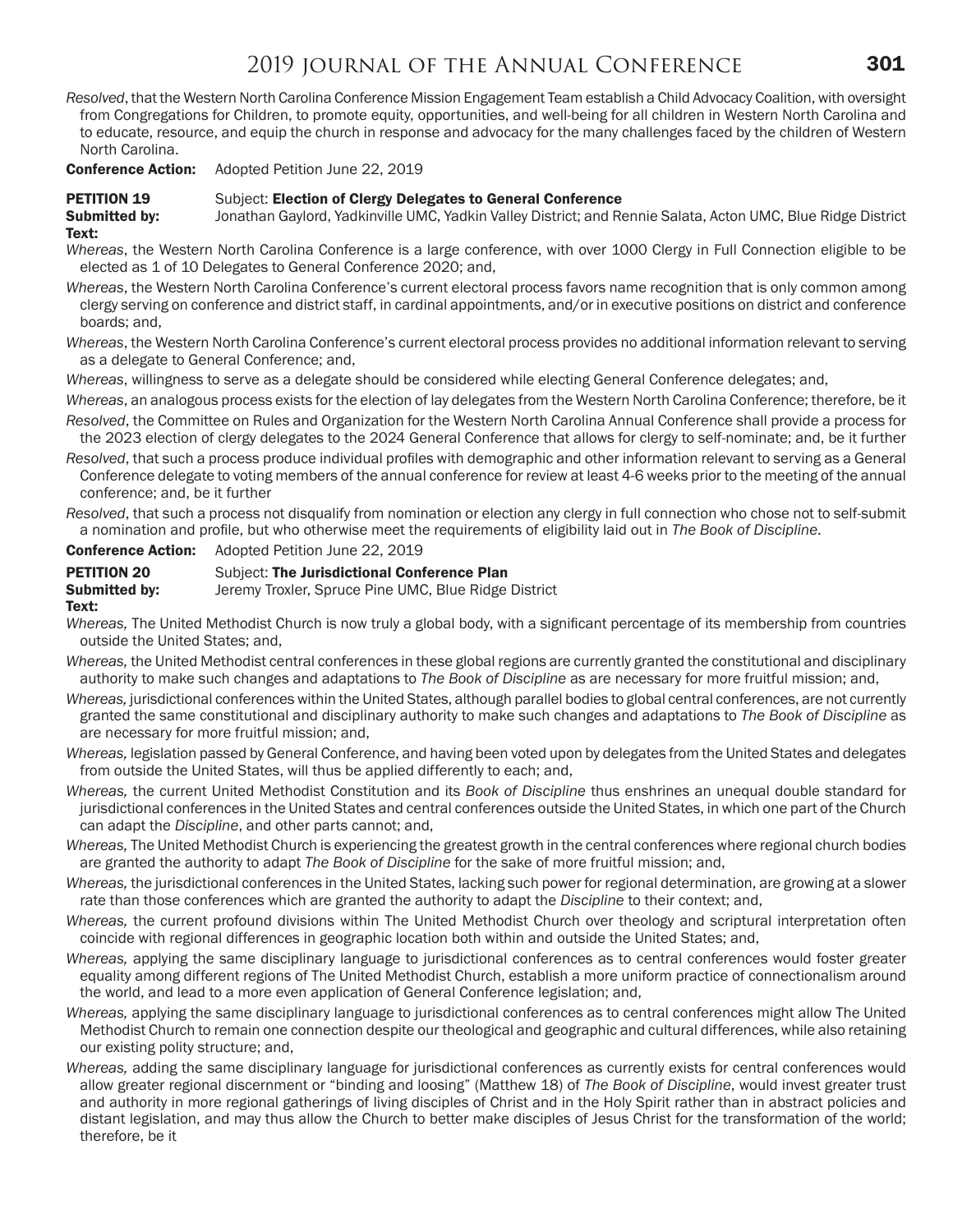*Resolved*, that the Western North Carolina Conference Mission Engagement Team establish a Child Advocacy Coalition, with oversight from Congregations for Children, to promote equity, opportunities, and well-being for all children in Western North Carolina and to educate, resource, and equip the church in response and advocacy for the many challenges faced by the children of Western North Carolina.

**Conference Action:** Adopted Petition June 22, 2019

**PETITION 19** Subject: **Election of Clergy Delegates to General Conference**

**Submitted by:** Jonathan Gaylord, Yadkinville UMC, Yadkin Valley District; and Rennie Salata, Acton UMC, Blue Ridge District

**Text:**

*Whereas*, the Western North Carolina Conference is a large conference, with over 1000 Clergy in Full Connection eligible to be elected as 1 of 10 Delegates to General Conference 2020; and,

*Whereas*, the Western North Carolina Conference's current electoral process favors name recognition that is only common among clergy serving on conference and district staff, in cardinal appointments, and/or in executive positions on district and conference boards; and,

*Whereas*, the Western North Carolina Conference's current electoral process provides no additional information relevant to serving as a delegate to General Conference; and,

*Whereas*, willingness to serve as a delegate should be considered while electing General Conference delegates; and,

*Whereas*, an analogous process exists for the election of lay delegates from the Western North Carolina Conference; therefore, be it

*Resolved*, the Committee on Rules and Organization for the Western North Carolina Annual Conference shall provide a process for the 2023 election of clergy delegates to the 2024 General Conference that allows for clergy to self-nominate; and, be it further

*Resolved*, that such a process produce individual profiles with demographic and other information relevant to serving as a General Conference delegate to voting members of the annual conference for review at least 4-6 weeks prior to the meeting of the annual conference; and, be it further

*Resolved*, that such a process not disqualify from nomination or election any clergy in full connection who chose not to self-submit a nomination and profile, but who otherwise meet the requirements of eligibility laid out in *The Book of Discipline*.

**Conference Action:** Adopted Petition June 22, 2019

**PETITION 20** Subject: **The Jurisdictional Conference Plan**

**Submitted by:** Jeremy Troxler, Spruce Pine UMC, Blue Ridge District

**Text:**

*Whereas,* The United Methodist Church is now truly a global body, with a significant percentage of its membership from countries outside the United States; and,

*Whereas,* the United Methodist central conferences in these global regions are currently granted the constitutional and disciplinary authority to make such changes and adaptations to *The Book of Discipline* as are necessary for more fruitful mission; and,

*Whereas,* jurisdictional conferences within the United States, although parallel bodies to global central conferences, are not currently granted the same constitutional and disciplinary authority to make such changes and adaptations to *The Book of Discipline* as are necessary for more fruitful mission; and,

*Whereas,* legislation passed by General Conference, and having been voted upon by delegates from the United States and delegates from outside the United States, will thus be applied differently to each; and,

*Whereas,* the current United Methodist Constitution and its *Book of Discipline* thus enshrines an unequal double standard for jurisdictional conferences in the United States and central conferences outside the United States, in which one part of the Church can adapt the *Discipline*, and other parts cannot; and,

*Whereas,* The United Methodist Church is experiencing the greatest growth in the central conferences where regional church bodies are granted the authority to adapt *The Book of Discipline* for the sake of more fruitful mission; and,

*Whereas,* the jurisdictional conferences in the United States, lacking such power for regional determination, are growing at a slower rate than those conferences which are granted the authority to adapt the *Discipline* to their context; and,

*Whereas,* the current profound divisions within The United Methodist Church over theology and scriptural interpretation often coincide with regional differences in geographic location both within and outside the United States; and,

*Whereas,* applying the same disciplinary language to jurisdictional conferences as to central conferences would foster greater equality among different regions of The United Methodist Church, establish a more uniform practice of connectionalism around the world, and lead to a more even application of General Conference legislation; and,

*Whereas,* applying the same disciplinary language to jurisdictional conferences as to central conferences might allow The United Methodist Church to remain one connection despite our theological and geographic and cultural differences, while also retaining our existing polity structure; and,

*Whereas,* adding the same disciplinary language for jurisdictional conferences as currently exists for central conferences would allow greater regional discernment or "binding and loosing" (Matthew 18) of *The Book of Discipline*, would invest greater trust and authority in more regional gatherings of living disciples of Christ and in the Holy Spirit rather than in abstract policies and distant legislation, and may thus allow the Church to better make disciples of Jesus Christ for the transformation of the world; therefore, be it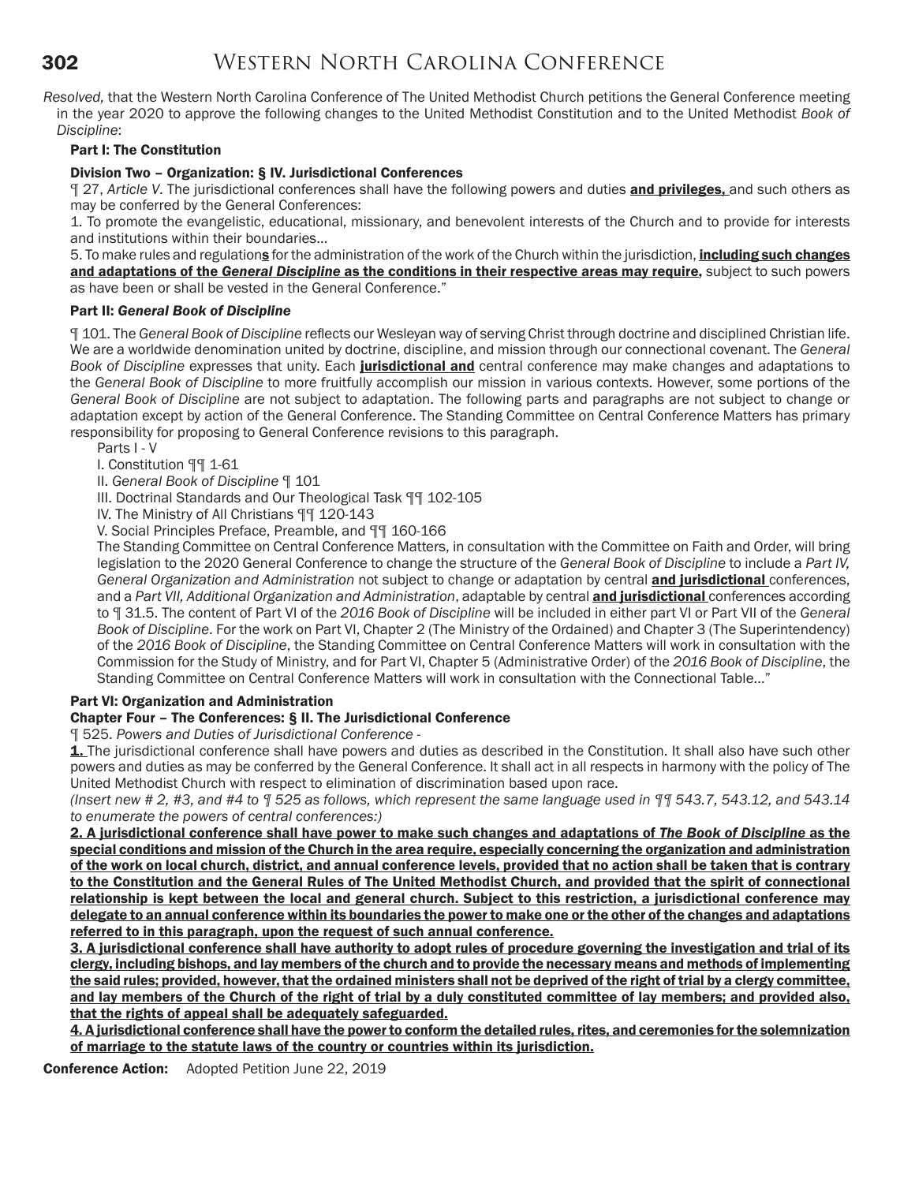*Resolved,* that the Western North Carolina Conference of The United Methodist Church petitions the General Conference meeting in the year 2020 to approve the following changes to the United Methodist Constitution and to the United Methodist *Book of Discipline*:

**Part I: The Constitution**

**Division Two – Organization: § IV. Jurisdictional Conferences**

¶ 27, *Article V*. The jurisdictional conferences shall have the following powers and duties <u>**and privileges,**</u> and such others as may be conferred by the General Conferences:

1. To promote the evangelistic, educational, missionary, and benevolent interests of the Church and to provide for interests and institutions within their boundaries…

5. To make rules and regulation<u>**s**</u> for the administration of the work of the Church within the jurisdiction, <u>**including such changes and adaptations of the *General Discipline* as the conditions in their respective areas may require,**</u> subject to such powers as have been or shall be vested in the General Conference."

**Part II: *General Book of Discipline***

¶ 101. The *General Book of Discipline* reflects our Wesleyan way of serving Christ through doctrine and disciplined Christian life. We are a worldwide denomination united by doctrine, discipline, and mission through our connectional covenant. The *General Book of Discipline* expresses that unity. Each <u>**jurisdictional and**</u> central conference may make changes and adaptations to the *General Book of Discipline* to more fruitfully accomplish our mission in various contexts. However, some portions of the *General Book of Discipline* are not subject to adaptation. The following parts and paragraphs are not subject to change or adaptation except by action of the General Conference. The Standing Committee on Central Conference Matters has primary responsibility for proposing to General Conference revisions to this paragraph.

Parts I - V

I. Constitution ¶¶ 1-61

II. *General Book of Discipline* ¶ 101

III. Doctrinal Standards and Our Theological Task ¶¶ 102-105

IV. The Ministry of All Christians ¶¶ 120-143

V. Social Principles Preface, Preamble, and ¶¶ 160-166

The Standing Committee on Central Conference Matters, in consultation with the Committee on Faith and Order, will bring legislation to the 2020 General Conference to change the structure of the *General Book of Discipline* to include a *Part IV, General Organization and Administration* not subject to change or adaptation by central <u>**and jurisdictional**</u> conferences, and a *Part VII, Additional Organization and Administration*, adaptable by central <u>**and jurisdictional**</u> conferences according to ¶ 31.5. The content of Part VI of the *2016 Book of Discipline* will be included in either part VI or Part VII of the *General Book of Discipline*. For the work on Part VI, Chapter 2 (The Ministry of the Ordained) and Chapter 3 (The Superintendency) of the *2016 Book of Discipline*, the Standing Committee on Central Conference Matters will work in consultation with the Commission for the Study of Ministry, and for Part VI, Chapter 5 (Administrative Order) of the *2016 Book of Discipline*, the Standing Committee on Central Conference Matters will work in consultation with the Connectional Table…"

**Part VI: Organization and Administration**

**Chapter Four – The Conferences: § II. The Jurisdictional Conference**

¶ 525. *Powers and Duties of Jurisdictional Conference* -

<u>**1.**</u> The jurisdictional conference shall have powers and duties as described in the Constitution. It shall also have such other powers and duties as may be conferred by the General Conference. It shall act in all respects in harmony with the policy of The United Methodist Church with respect to elimination of discrimination based upon race.

*(Insert new # 2, #3, and #4 to ¶ 525 as follows, which represent the same language used in ¶¶ 543.7, 543.12, and 543.14 to enumerate the powers of central conferences:)*

<u>**2. A jurisdictional conference shall have power to make such changes and adaptations of *The Book of Discipline* as the special conditions and mission of the Church in the area require, especially concerning the organization and administration of the work on local church, district, and annual conference levels, provided that no action shall be taken that is contrary to the Constitution and the General Rules of The United Methodist Church, and provided that the spirit of connectional relationship is kept between the local and general church. Subject to this restriction, a jurisdictional conference may delegate to an annual conference within its boundaries the power to make one or the other of the changes and adaptations referred to in this paragraph, upon the request of such annual conference.**</u>

<u>**3. A jurisdictional conference shall have authority to adopt rules of procedure governing the investigation and trial of its clergy, including bishops, and lay members of the church and to provide the necessary means and methods of implementing the said rules; provided, however, that the ordained ministers shall not be deprived of the right of trial by a clergy committee, and lay members of the Church of the right of trial by a duly constituted committee of lay members; and provided also, that the rights of appeal shall be adequately safeguarded.**</u>

<u>**4. A jurisdictional conference shall have the power to conform the detailed rules, rites, and ceremonies for the solemnization of marriage to the statute laws of the country or countries within its jurisdiction.**</u>

**Conference Action:** Adopted Petition June 22, 2019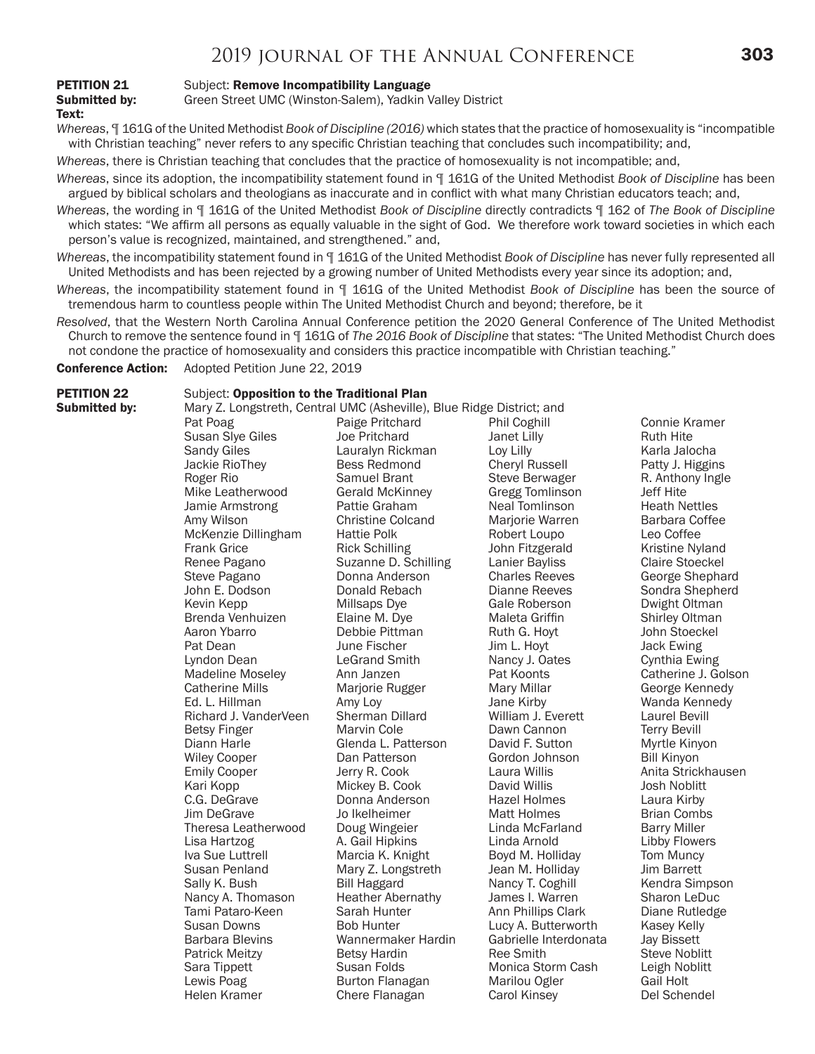**PETITION 21** Subject: **Remove Incompatibility Language**

**Submitted by:** Green Street UMC (Winston-Salem), Yadkin Valley District

**Text:**

*Whereas*, ¶ 161G of the United Methodist *Book of Discipline (2016)* which states that the practice of homosexuality is "incompatible with Christian teaching" never refers to any specific Christian teaching that concludes such incompatibility; and,

*Whereas*, there is Christian teaching that concludes that the practice of homosexuality is not incompatible; and,

*Whereas*, since its adoption, the incompatibility statement found in ¶ 161G of the United Methodist *Book of Discipline* has been argued by biblical scholars and theologians as inaccurate and in conflict with what many Christian educators teach; and,

*Whereas*, the wording in ¶ 161G of the United Methodist *Book of Discipline* directly contradicts ¶ 162 of *The Book of Discipline* which states: "We affirm all persons as equally valuable in the sight of God. We therefore work toward societies in which each person's value is recognized, maintained, and strengthened." and,

*Whereas*, the incompatibility statement found in ¶ 161G of the United Methodist *Book of Discipline* has never fully represented all United Methodists and has been rejected by a growing number of United Methodists every year since its adoption; and,

*Whereas*, the incompatibility statement found in ¶ 161G of the United Methodist *Book of Discipline* has been the source of tremendous harm to countless people within The United Methodist Church and beyond; therefore, be it

*Resolved*, that the Western North Carolina Annual Conference petition the 2020 General Conference of The United Methodist Church to remove the sentence found in ¶ 161G of *The 2016 Book of Discipline* that states: "The United Methodist Church does not condone the practice of homosexuality and considers this practice incompatible with Christian teaching."

**Conference Action:** Adopted Petition June 22, 2019

**PETITION 22** Subject: **Opposition to the Traditional Plan**

**Submitted by:** Mary Z. Longstreth, Central UMC (Asheville), Blue Ridge District; and

Pat Poag, Susan Slye Giles, Sandy Giles, Jackie RioThey, Roger Rio, Mike Leatherwood, Jamie Armstrong, Amy Wilson, McKenzie Dillingham, Frank Grice, Renee Pagano, Steve Pagano, John E. Dodson, Kevin Kepp, Brenda Venhuizen, Aaron Ybarro, Pat Dean, Lyndon Dean, Madeline Moseley, Catherine Mills, Ed. L. Hillman, Richard J. VanderVeen, Betsy Finger, Diann Harle, Wiley Cooper, Emily Cooper, Kari Kopp, C.G. DeGrave, Jim DeGrave, Theresa Leatherwood, Lisa Hartzog, Iva Sue Luttrell, Susan Penland, Sally K. Bush, Nancy A. Thomason, Tami Pataro-Keen, Susan Downs, Barbara Blevins, Patrick Meitzy, Sara Tippett, Lewis Poag, Helen Kramer, Paige Pritchard, Joe Pritchard, Lauralyn Rickman, Bess Redmond, Samuel Brant, Gerald McKinney, Pattie Graham, Christine Colcand, Hattie Polk, Rick Schilling, Suzanne D. Schilling, Donna Anderson, Donald Rebach, Millsaps Dye, Elaine M. Dye, Debbie Pittman, June Fischer, LeGrand Smith, Ann Janzen, Marjorie Rugger, Amy Loy, Sherman Dillard, Marvin Cole, Glenda L. Patterson, Dan Patterson, Jerry R. Cook, Mickey B. Cook, Donna Anderson, Jo Ikelheimer, Doug Wingeier, A. Gail Hipkins, Marcia K. Knight, Mary Z. Longstreth, Bill Haggard, Heather Abernathy, Sarah Hunter, Bob Hunter, Wannermaker Hardin, Betsy Hardin, Susan Folds, Burton Flanagan, Chere Flanagan, Phil Coghill, Janet Lilly, Loy Lilly, Cheryl Russell, Steve Berwager, Gregg Tomlinson, Neal Tomlinson, Marjorie Warren, Robert Loupo, John Fitzgerald, Lanier Bayliss, Charles Reeves, Dianne Reeves, Gale Roberson, Maleta Griffin, Ruth G. Hoyt, Jim L. Hoyt, Nancy J. Oates, Pat Koonts, Mary Millar, Jane Kirby, William J. Everett, Dawn Cannon, David F. Sutton, Gordon Johnson, Laura Willis, David Willis, Hazel Holmes, Matt Holmes, Linda McFarland, Linda Arnold, Boyd M. Holliday, Jean M. Holliday, Nancy T. Coghill, James I. Warren, Ann Phillips Clark, Lucy A. Butterworth, Gabrielle Interdonata, Ree Smith, Monica Storm Cash, Marilou Ogler, Carol Kinsey, Connie Kramer, Ruth Hite, Karla Jalocha, Patty J. Higgins, R. Anthony Ingle, Jeff Hite, Heath Nettles, Barbara Coffee, Leo Coffee, Kristine Nyland, Claire Stoeckel, George Shephard, Sondra Shepherd, Dwight Oltman, Shirley Oltman, John Stoeckel, Jack Ewing, Cynthia Ewing, Catherine J. Golson, George Kennedy, Wanda Kennedy, Laurel Bevill, Terry Bevill, Myrtle Kinyon, Bill Kinyon, Anita Strickhausen, Josh Noblitt, Laura Kirby, Brian Combs, Barry Miller, Libby Flowers, Tom Muncy, Jim Barrett, Kendra Simpson, Sharon LeDuc, Diane Rutledge, Kasey Kelly, Jay Bissett, Steve Noblitt, Leigh Noblitt, Gail Holt, Del Schendel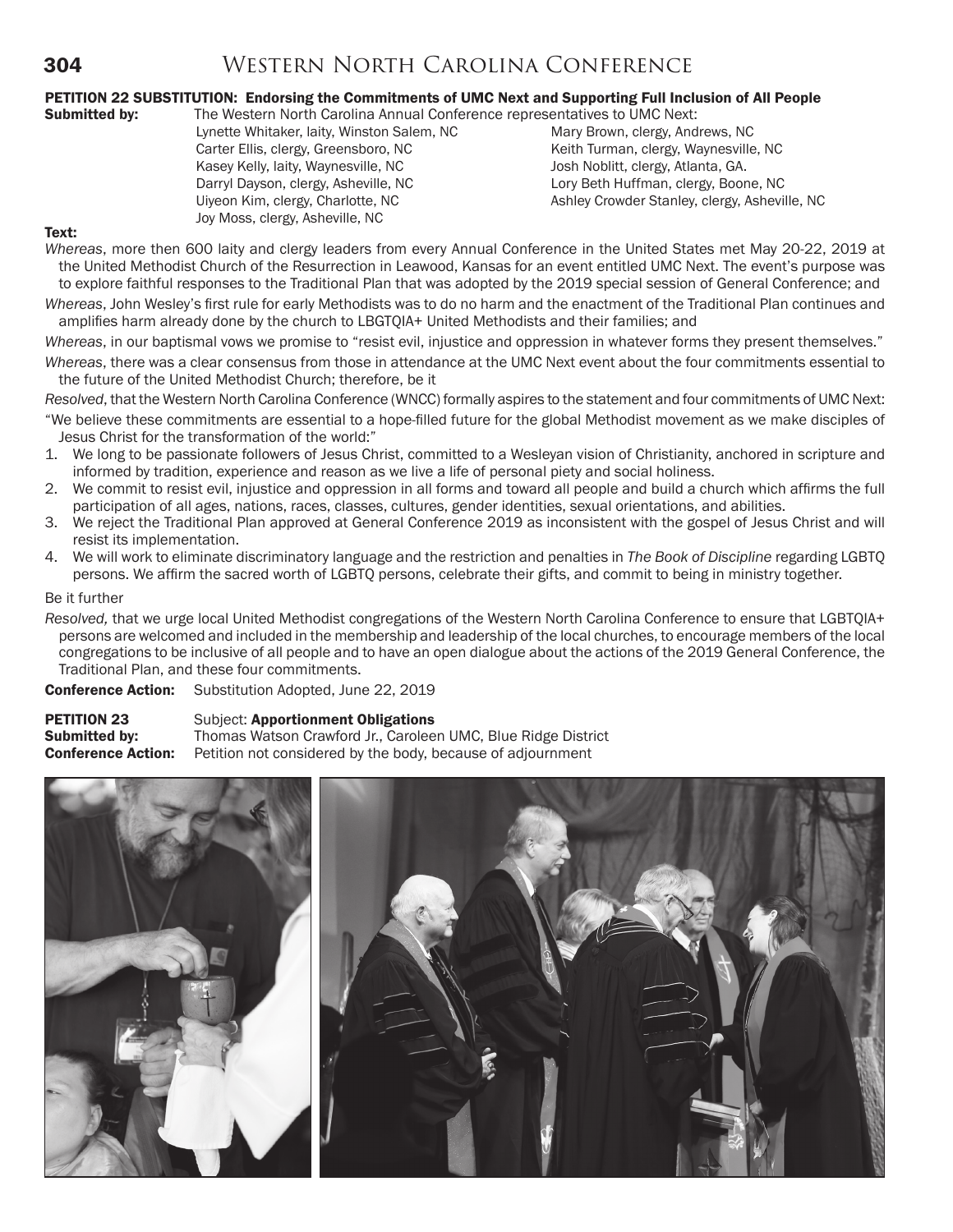**PETITION 22 SUBSTITUTION: Endorsing the Commitments of UMC Next and Supporting Full Inclusion of All People**

**Submitted by:** The Western North Carolina Annual Conference representatives to UMC Next:

Lynette Whitaker, laity, Winston Salem, NC
Carter Ellis, clergy, Greensboro, NC
Kasey Kelly, laity, Waynesville, NC
Darryl Dayson, clergy, Asheville, NC
Uiyeon Kim, clergy, Charlotte, NC
Joy Moss, clergy, Asheville, NC
Mary Brown, clergy, Andrews, NC
Keith Turman, clergy, Waynesville, NC
Josh Noblitt, clergy, Atlanta, GA.
Lory Beth Huffman, clergy, Boone, NC
Ashley Crowder Stanley, clergy, Asheville, NC

**Text:**

*Whereas*, more then 600 laity and clergy leaders from every Annual Conference in the United States met May 20-22, 2019 at the United Methodist Church of the Resurrection in Leawood, Kansas for an event entitled UMC Next. The event's purpose was to explore faithful responses to the Traditional Plan that was adopted by the 2019 special session of General Conference; and

*Whereas*, John Wesley's first rule for early Methodists was to do no harm and the enactment of the Traditional Plan continues and amplifies harm already done by the church to LBGTQIA+ United Methodists and their families; and

*Whereas*, in our baptismal vows we promise to "resist evil, injustice and oppression in whatever forms they present themselves."

*Whereas*, there was a clear consensus from those in attendance at the UMC Next event about the four commitments essential to the future of the United Methodist Church; therefore, be it

*Resolved*, that the Western North Carolina Conference (WNCC) formally aspires to the statement and four commitments of UMC Next:

"We believe these commitments are essential to a hope-filled future for the global Methodist movement as we make disciples of Jesus Christ for the transformation of the world:"

1. We long to be passionate followers of Jesus Christ, committed to a Wesleyan vision of Christianity, anchored in scripture and informed by tradition, experience and reason as we live a life of personal piety and social holiness.
2. We commit to resist evil, injustice and oppression in all forms and toward all people and build a church which affirms the full participation of all ages, nations, races, classes, cultures, gender identities, sexual orientations, and abilities.
3. We reject the Traditional Plan approved at General Conference 2019 as inconsistent with the gospel of Jesus Christ and will resist its implementation.
4. We will work to eliminate discriminatory language and the restriction and penalties in *The Book of Discipline* regarding LGBTQ persons. We affirm the sacred worth of LGBTQ persons, celebrate their gifts, and commit to being in ministry together.

Be it further

*Resolved,* that we urge local United Methodist congregations of the Western North Carolina Conference to ensure that LGBTQIA+ persons are welcomed and included in the membership and leadership of the local churches, to encourage members of the local congregations to be inclusive of all people and to have an open dialogue about the actions of the 2019 General Conference, the Traditional Plan, and these four commitments.

**Conference Action:** Substitution Adopted, June 22, 2019

**PETITION 23** Subject: **Apportionment Obligations**
**Submitted by:** Thomas Watson Crawford Jr., Caroleen UMC, Blue Ridge District
**Conference Action:** Petition not considered by the body, because of adjournment